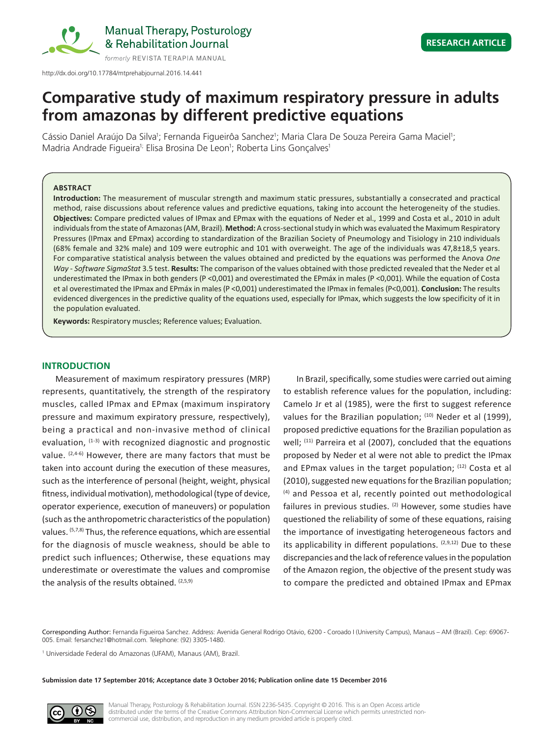# Comparative study of maximum respiratory pressure in adults from amazonas by different predictive equations

Cássio Daniel Araújo Da Silva[1]; Fernanda Figueirôa Sanchez[1]; Maria Clara De Souza Pereira Gama Maciel[1]; Madria Andrade Figueira[1]; Elisa Brosina De Leon[1]; Roberta Lins Gonçalves[1]

**RESEARCH ARTICLE**

http://dx.doi.org/10.17784/mtprehabjournal.2016.14.441

## ABSTRACT

**Introduction:** The measurement of muscular strength and maximum static pressures, substantially a consecrated and practical method, raise discussions about reference values and predictive equations, taking into account the heterogeneity of the studies. **Objectives:** Compare predicted values of IPmax and EPmax with the equations of Neder et al., 1999 and Costa et al., 2010 in adult individuals from the state of Amazonas (AM, Brazil). **Method:** A cross-sectional study in which was evaluated the Maximum Respiratory Pressures (IPmax and EPmax) according to standardization of the Brazilian Society of Pneumology and Tisiology in 210 individuals (68% female and 32% male) and 109 were eutrophic and 101 with overweight. The age of the individuals was 47,8±18,5 years. For comparative statistical analysis between the values obtained and predicted by the equations was performed the Anova *One Way - Software SigmaStat* 3.5 test. **Results:** The comparison of the values obtained with those predicted revealed that the Neder et al underestimated the IPmax in both genders (P <0,001) and overestimated the EPmáx in males (P <0,001). While the equation of Costa et al overestimated the IPmax and EPmáx in males (P <0,001) underestimated the IPmax in females (P<0,001). **Conclusion:** The results evidenced divergences in the predictive quality of the equations used, especially for IPmax, which suggests the low specificity of it in the population evaluated.

**Keywords:** Respiratory muscles; Reference values; Evaluation.

## INTRODUCTION

Measurement of maximum respiratory pressures (MRP) represents, quantitatively, the strength of the respiratory muscles, called IPmax and EPmax (maximum inspiratory pressure and maximum expiratory pressure, respectively), being a practical and non-invasive method of clinical evaluation, [1-3] with recognized diagnostic and prognostic value. [2,4-6] However, there are many factors that must be taken into account during the execution of these measures, such as the interference of personal (height, weight, physical fitness, individual motivation), methodological (type of device, operator experience, execution of maneuvers) or population (such as the anthropometric characteristics of the population) values. [5,7,8] Thus, the reference equations, which are essential for the diagnosis of muscle weakness, should be able to predict such influences; Otherwise, these equations may underestimate or overestimate the values and compromise the analysis of the results obtained. [2,5,9]

In Brazil, specifically, some studies were carried out aiming to establish reference values for the population, including: Camelo Jr et al (1985), were the first to suggest reference values for the Brazilian population; [10] Neder et al (1999), proposed predictive equations for the Brazilian population as well; [11] Parreira et al (2007), concluded that the equations proposed by Neder et al were not able to predict the IPmax and EPmax values in the target population; [12] Costa et al (2010), suggested new equations for the Brazilian population; [4] and Pessoa et al, recently pointed out methodological failures in previous studies. [2] However, some studies have questioned the reliability of some of these equations, raising the importance of investigating heterogeneous factors and its applicability in different populations. [2,9,12] Due to these discrepancies and the lack of reference values in the population of the Amazon region, the objective of the present study was to compare the predicted and obtained IPmax and EPmax

Corresponding Author: Fernanda Figueiroa Sanchez. Address: Avenida General Rodrigo Otávio, 6200 - Coroado I (University Campus), Manaus – AM (Brazil). Cep: 69067-005. Email: fersanchez1@hotmail.com. Telephone: (92) 3305-1480.

[1] Universidade Federal do Amazonas (UFAM), Manaus (AM), Brazil.

**Submission date 17 September 2016; Acceptance date 3 October 2016; Publication online date 15 December 2016**

Manual Therapy, Posturology & Rehabilitation Journal. ISSN 2236-5435. Copyright © 2016. This is an Open Access article distributed under the terms of the Creative Commons Attribution Non-Commercial License which permits unrestricted non-commercial use, distribution, and reproduction in any medium provided article is properly cited.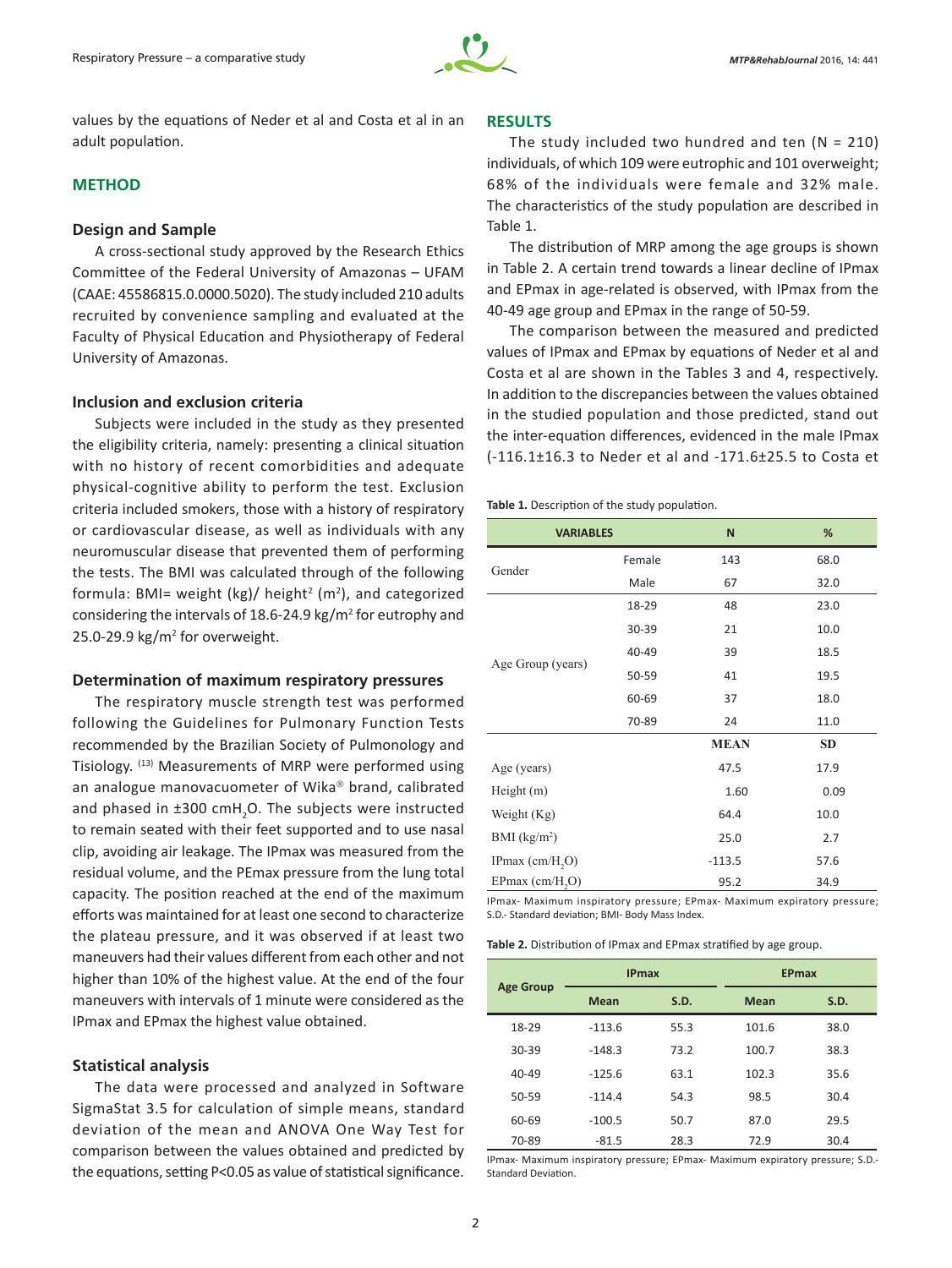values by the equations of Neder et al and Costa et al in an adult population.

## METHOD

### Design and Sample

A cross-sectional study approved by the Research Ethics Committee of the Federal University of Amazonas – UFAM (CAAE: 45586815.0.0000.5020). The study included 210 adults recruited by convenience sampling and evaluated at the Faculty of Physical Education and Physiotherapy of Federal University of Amazonas.

### Inclusion and exclusion criteria

Subjects were included in the study as they presented the eligibility criteria, namely: presenting a clinical situation with no history of recent comorbidities and adequate physical-cognitive ability to perform the test. Exclusion criteria included smokers, those with a history of respiratory or cardiovascular disease, as well as individuals with any neuromuscular disease that prevented them of performing the tests. The BMI was calculated through of the following formula: BMI= weight (kg)/ height$^2$ (m$^2$), and categorized considering the intervals of 18.6-24.9 kg/m$^2$ for eutrophy and 25.0-29.9 kg/m$^2$ for overweight.

### Determination of maximum respiratory pressures

The respiratory muscle strength test was performed following the Guidelines for Pulmonary Function Tests recommended by the Brazilian Society of Pulmonology and Tisiology. [13] Measurements of MRP were performed using an analogue manovacuometer of Wika® brand, calibrated and phased in ±300 cm$H_2O$. The subjects were instructed to remain seated with their feet supported and to use nasal clip, avoiding air leakage. The IPmax was measured from the residual volume, and the PEmax pressure from the lung total capacity. The position reached at the end of the maximum efforts was maintained for at least one second to characterize the plateau pressure, and it was observed if at least two maneuvers had their values different from each other and not higher than 10% of the highest value. At the end of the four maneuvers with intervals of 1 minute were considered as the IPmax and EPmax the highest value obtained.

### Statistical analysis

The data were processed and analyzed in Software SigmaStat 3.5 for calculation of simple means, standard deviation of the mean and ANOVA One Way Test for comparison between the values obtained and predicted by the equations, setting $P<0.05$ as value of statistical significance.

## RESULTS

The study included two hundred and ten (N = 210) individuals, of which 109 were eutrophic and 101 overweight; 68% of the individuals were female and 32% male. The characteristics of the study population are described in Table 1.

The distribution of MRP among the age groups is shown in Table 2. A certain trend towards a linear decline of IPmax and EPmax in age-related is observed, with IPmax from the 40-49 age group and EPmax in the range of 50-59.

The comparison between the measured and predicted values of IPmax and EPmax by equations of Neder et al and Costa et al are shown in the Tables 3 and 4, respectively. In addition to the discrepancies between the values obtained in the studied population and those predicted, stand out the inter-equation differences, evidenced in the male IPmax (-116.1±16.3 to Neder et al and -171.6±25.5 to Costa et

**Table 1.** Description of the study population.

| VARIABLES | | N | % |
|---|---|---|---|
| Gender | Female | 143 | 68.0 |
| | Male | 67 | 32.0 |
| Age Group (years) | 18-29 | 48 | 23.0 |
| | 30-39 | 21 | 10.0 |
| | 40-49 | 39 | 18.5 |
| | 50-59 | 41 | 19.5 |
| | 60-69 | 37 | 18.0 |
| | 70-89 | 24 | 11.0 |
| | | **MEAN** | **SD** |
| Age (years) | | 47.5 | 17.9 |
| Height (m) | | 1.60 | 0.09 |
| Weight (Kg) | | 64.4 | 10.0 |
| BMI (kg/m$^2$) | | 25.0 | 2.7 |
| IPmax (cm/$H_2O$) | | -113.5 | 57.6 |
| EPmax (cm/$H_2O$) | | 95.2 | 34.9 |

IPmax- Maximum inspiratory pressure; EPmax- Maximum expiratory pressure; S.D.- Standard deviation; BMI- Body Mass Index.

**Table 2.** Distribution of IPmax and EPmax stratified by age group.

| Age Group | IPmax | | EPmax | |
|---|---|---|---|---|
| | Mean | S.D. | Mean | S.D. |
| 18-29 | -113.6 | 55.3 | 101.6 | 38.0 |
| 30-39 | -148.3 | 73.2 | 100.7 | 38.3 |
| 40-49 | -125.6 | 63.1 | 102.3 | 35.6 |
| 50-59 | -114.4 | 54.3 | 98.5 | 30.4 |
| 60-69 | -100.5 | 50.7 | 87.0 | 29.5 |
| 70-89 | -81.5 | 28.3 | 72.9 | 30.4 |

IPmax- Maximum inspiratory pressure; EPmax- Maximum expiratory pressure; S.D.- Standard Deviation.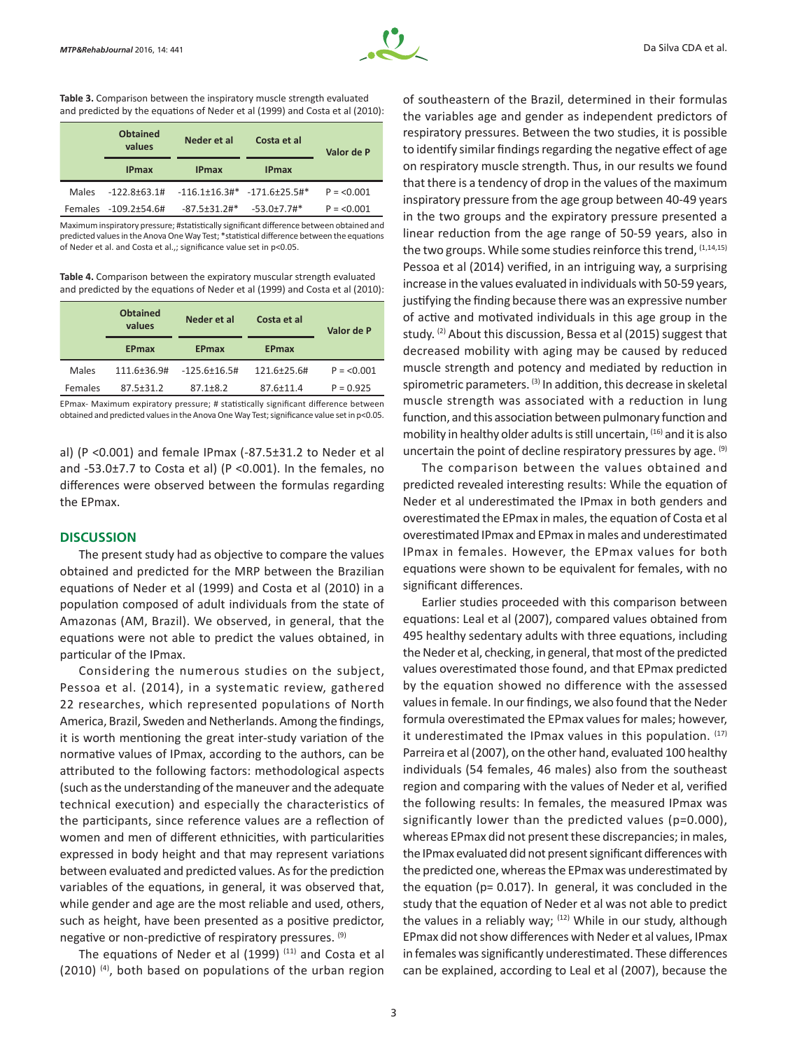**Table 3.** Comparison between the inspiratory muscle strength evaluated and predicted by the equations of Neder et al (1999) and Costa et al (2010):

| | Obtained values | Neder et al | Costa et al | Valor de P |
|---|---|---|---|---|
| | IPmax | IPmax | IPmax | |
| Males | -122.8±63.1# | -116.1±16.3#* | -171.6±25.5#* | P = <0.001 |
| Females | -109.2±54.6# | -87.5±31.2#* | -53.0±7.7#* | P = <0.001 |

Maximum inspiratory pressure; #statistically significant difference between obtained and predicted values in the Anova One Way Test; *statistical difference between the equations of Neder et al. and Costa et al.,; significance value set in p<0.05.

**Table 4.** Comparison between the expiratory muscular strength evaluated and predicted by the equations of Neder et al (1999) and Costa et al (2010):

| | Obtained values | Neder et al | Costa et al | Valor de P |
|---|---|---|---|---|
| | EPmax | EPmax | EPmax | |
| Males | 111.6±36.9# | -125.6±16.5# | 121.6±25.6# | P = <0.001 |
| Females | 87.5±31.2 | 87.1±8.2 | 87.6±11.4 | P = 0.925 |

EPmax- Maximum expiratory pressure; # statistically significant difference between obtained and predicted values in the Anova One Way Test; significance value set in p<0.05.

al) (P <0.001) and female IPmax (-87.5±31.2 to Neder et al and -53.0±7.7 to Costa et al) (P <0.001). In the females, no differences were observed between the formulas regarding the EPmax.

## DISCUSSION

The present study had as objective to compare the values obtained and predicted for the MRP between the Brazilian equations of Neder et al (1999) and Costa et al (2010) in a population composed of adult individuals from the state of Amazonas (AM, Brazil). We observed, in general, that the equations were not able to predict the values obtained, in particular of the IPmax.

Considering the numerous studies on the subject, Pessoa et al. (2014), in a systematic review, gathered 22 researches, which represented populations of North America, Brazil, Sweden and Netherlands. Among the findings, it is worth mentioning the great inter-study variation of the normative values of IPmax, according to the authors, can be attributed to the following factors: methodological aspects (such as the understanding of the maneuver and the adequate technical execution) and especially the characteristics of the participants, since reference values are a reflection of women and men of different ethnicities, with particularities expressed in body height and that may represent variations between evaluated and predicted values. As for the prediction variables of the equations, in general, it was observed that, while gender and age are the most reliable and used, others, such as height, have been presented as a positive predictor, negative or non-predictive of respiratory pressures. [9]

The equations of Neder et al (1999) [11] and Costa et al (2010) [4], both based on populations of the urban region of southeastern of the Brazil, determined in their formulas the variables age and gender as independent predictors of respiratory pressures. Between the two studies, it is possible to identify similar findings regarding the negative effect of age on respiratory muscle strength. Thus, in our results we found that there is a tendency of drop in the values of the maximum inspiratory pressure from the age group between 40-49 years in the two groups and the expiratory pressure presented a linear reduction from the age range of 50-59 years, also in the two groups. While some studies reinforce this trend, [1,14,15] Pessoa et al (2014) verified, in an intriguing way, a surprising increase in the values evaluated in individuals with 50-59 years, justifying the finding because there was an expressive number of active and motivated individuals in this age group in the study. [2] About this discussion, Bessa et al (2015) suggest that decreased mobility with aging may be caused by reduced muscle strength and potency and mediated by reduction in spirometric parameters. [3] In addition, this decrease in skeletal muscle strength was associated with a reduction in lung function, and this association between pulmonary function and mobility in healthy older adults is still uncertain, [16] and it is also uncertain the point of decline respiratory pressures by age. [9]

The comparison between the values obtained and predicted revealed interesting results: While the equation of Neder et al underestimated the IPmax in both genders and overestimated the EPmax in males, the equation of Costa et al overestimated IPmax and EPmax in males and underestimated IPmax in females. However, the EPmax values for both equations were shown to be equivalent for females, with no significant differences.

Earlier studies proceeded with this comparison between equations: Leal et al (2007), compared values obtained from 495 healthy sedentary adults with three equations, including the Neder et al, checking, in general, that most of the predicted values overestimated those found, and that EPmax predicted by the equation showed no difference with the assessed values in female. In our findings, we also found that the Neder formula overestimated the EPmax values for males; however, it underestimated the IPmax values in this population. [17] Parreira et al (2007), on the other hand, evaluated 100 healthy individuals (54 females, 46 males) also from the southeast region and comparing with the values of Neder et al, verified the following results: In females, the measured IPmax was significantly lower than the predicted values (p=0.000), whereas EPmax did not present these discrepancies; in males, the IPmax evaluated did not present significant differences with the predicted one, whereas the EPmax was underestimated by the equation (p= 0.017). In general, it was concluded in the study that the equation of Neder et al was not able to predict the values in a reliably way; [12] While in our study, although EPmax did not show differences with Neder et al values, IPmax in females was significantly underestimated. These differences can be explained, according to Leal et al (2007), because the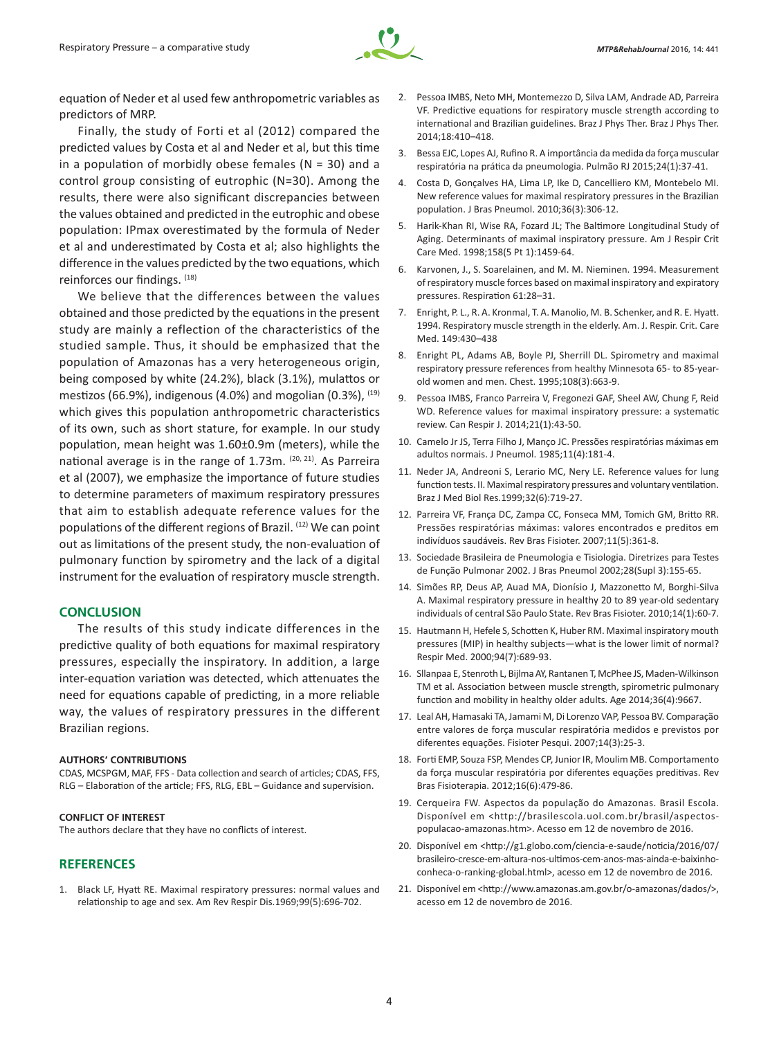equation of Neder et al used few anthropometric variables as predictors of MRP.

Finally, the study of Forti et al (2012) compared the predicted values by Costa et al and Neder et al, but this time in a population of morbidly obese females (N = 30) and a control group consisting of eutrophic (N=30). Among the results, there were also significant discrepancies between the values obtained and predicted in the eutrophic and obese population: IPmax overestimated by the formula of Neder et al and underestimated by Costa et al; also highlights the difference in the values predicted by the two equations, which reinforces our findings. [18]

We believe that the differences between the values obtained and those predicted by the equations in the present study are mainly a reflection of the characteristics of the studied sample. Thus, it should be emphasized that the population of Amazonas has a very heterogeneous origin, being composed by white (24.2%), black (3.1%), mulattos or mestizos (66.9%), indigenous (4.0%) and mogolian (0.3%), [19] which gives this population anthropometric characteristics of its own, such as short stature, for example. In our study population, mean height was 1.60±0.9m (meters), while the national average is in the range of 1.73m. [20, 21]. As Parreira et al (2007), we emphasize the importance of future studies to determine parameters of maximum respiratory pressures that aim to establish adequate reference values for the populations of the different regions of Brazil. [12] We can point out as limitations of the present study, the non-evaluation of pulmonary function by spirometry and the lack of a digital instrument for the evaluation of respiratory muscle strength.

## CONCLUSION

The results of this study indicate differences in the predictive quality of both equations for maximal respiratory pressures, especially the inspiratory. In addition, a large inter-equation variation was detected, which attenuates the need for equations capable of predicting, in a more reliable way, the values of respiratory pressures in the different Brazilian regions.

#### AUTHORS' CONTRIBUTIONS

CDAS, MCSPGM, MAF, FFS - Data collection and search of articles; CDAS, FFS, RLG – Elaboration of the article; FFS, RLG, EBL – Guidance and supervision.

#### CONFLICT OF INTEREST

The authors declare that they have no conflicts of interest.

## REFERENCES

1. Black LF, Hyatt RE. Maximal respiratory pressures: normal values and relationship to age and sex. Am Rev Respir Dis.1969;99(5):696-702.
2. Pessoa IMBS, Neto MH, Montemezzo D, Silva LAM, Andrade AD, Parreira VF. Predictive equations for respiratory muscle strength according to international and Brazilian guidelines. Braz J Phys Ther. Braz J Phys Ther. 2014;18:410–418.
3. Bessa EJC, Lopes AJ, Rufino R. A importância da medida da força muscular respiratória na prática da pneumologia. Pulmão RJ 2015;24(1):37-41.
4. Costa D, Gonçalves HA, Lima LP, Ike D, Cancelliero KM, Montebelo MI. New reference values for maximal respiratory pressures in the Brazilian population. J Bras Pneumol. 2010;36(3):306-12.
5. Harik-Khan RI, Wise RA, Fozard JL; The Baltimore Longitudinal Study of Aging. Determinants of maximal inspiratory pressure. Am J Respir Crit Care Med. 1998;158(5 Pt 1):1459-64.
6. Karvonen, J., S. Soarelainen, and M. M. Nieminen. 1994. Measurement of respiratory muscle forces based on maximal inspiratory and expiratory pressures. Respiration 61:28–31.
7. Enright, P. L., R. A. Kronmal, T. A. Manolio, M. B. Schenker, and R. E. Hyatt. 1994. Respiratory muscle strength in the elderly. Am. J. Respir. Crit. Care Med. 149:430–438
8. Enright PL, Adams AB, Boyle PJ, Sherrill DL. Spirometry and maximal respiratory pressure references from healthy Minnesota 65- to 85-year-old women and men. Chest. 1995;108(3):663-9.
9. Pessoa IMBS, Franco Parreira V, Fregonezi GAF, Sheel AW, Chung F, Reid WD. Reference values for maximal inspiratory pressure: a systematic review. Can Respir J. 2014;21(1):43-50.
10. Camelo Jr JS, Terra Filho J, Manço JC. Pressões respiratórias máximas em adultos normais. J Pneumol. 1985;11(4):181-4.
11. Neder JA, Andreoni S, Lerario MC, Nery LE. Reference values for lung function tests. II. Maximal respiratory pressures and voluntary ventilation. Braz J Med Biol Res.1999;32(6):719-27.
12. Parreira VF, França DC, Zampa CC, Fonseca MM, Tomich GM, Britto RR. Pressões respiratórias máximas: valores encontrados e preditos em indivíduos saudáveis. Rev Bras Fisioter. 2007;11(5):361-8.
13. Sociedade Brasileira de Pneumologia e Tisiologia. Diretrizes para Testes de Função Pulmonar 2002. J Bras Pneumol 2002;28(Supl 3):155-65.
14. Simões RP, Deus AP, Auad MA, Dionísio J, Mazzonetto M, Borghi-Silva A. Maximal respiratory pressure in healthy 20 to 89 year-old sedentary individuals of central São Paulo State. Rev Bras Fisioter. 2010;14(1):60-7.
15. Hautmann H, Hefele S, Schotten K, Huber RM. Maximal inspiratory mouth pressures (MIP) in healthy subjects—what is the lower limit of normal? Respir Med. 2000;94(7):689-93.
16. Sllanpaa E, Stenroth L, Bijlma AY, Rantanen T, McPhee JS, Maden-Wilkinson TM et al. Association between muscle strength, spirometric pulmonary function and mobility in healthy older adults. Age 2014;36(4):9667.
17. Leal AH, Hamasaki TA, Jamami M, Di Lorenzo VAP, Pessoa BV. Comparação entre valores de força muscular respiratória medidos e previstos por diferentes equações. Fisioter Pesqui. 2007;14(3):25-3.
18. Forti EMP, Souza FSP, Mendes CP, Junior IR, Moulim MB. Comportamento da força muscular respiratória por diferentes equações preditivas. Rev Bras Fisioterapia. 2012;16(6):479-86.
19. Cerqueira FW. Aspectos da população do Amazonas. Brasil Escola. Disponível em <http://brasilescola.uol.com.br/brasil/aspectos-populacao-amazonas.htm>. Acesso em 12 de novembro de 2016.
20. Disponível em <http://g1.globo.com/ciencia-e-saude/noticia/2016/07/brasileiro-cresce-em-altura-nos-ultimos-cem-anos-mas-ainda-e-baixinho-conheca-o-ranking-global.html>, acesso em 12 de novembro de 2016.
21. Disponível em <http://www.amazonas.am.gov.br/o-amazonas/dados/>, acesso em 12 de novembro de 2016.